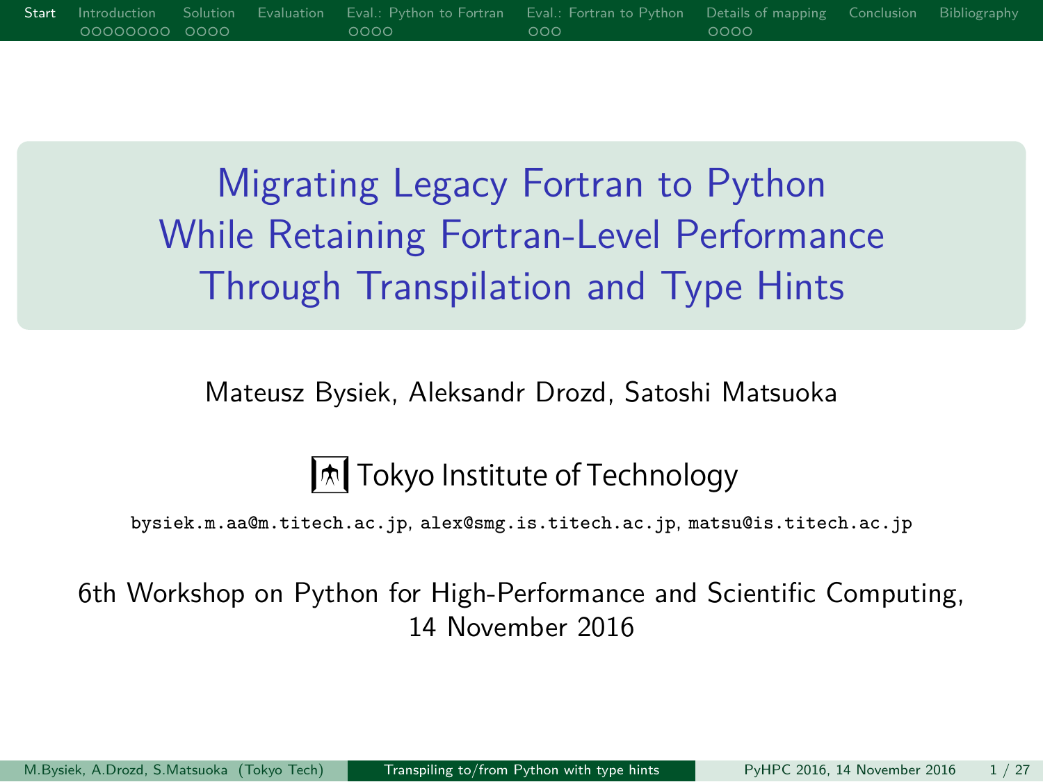# Migrating Legacy Fortran to Python While Retaining Fortran-Level Performance Through Transpilation and Type Hints

Mateusz Bysiek, Aleksandr Drozd, Satoshi Matsuoka

Tokyo Institute of Technology

bysiek.m.aa@m.titech.ac.jp, alex@smg.is.titech.ac.jp, matsu@is.titech.ac.jp

6th Workshop on Python for High-Performance and Scientific Computing, 14 November 2016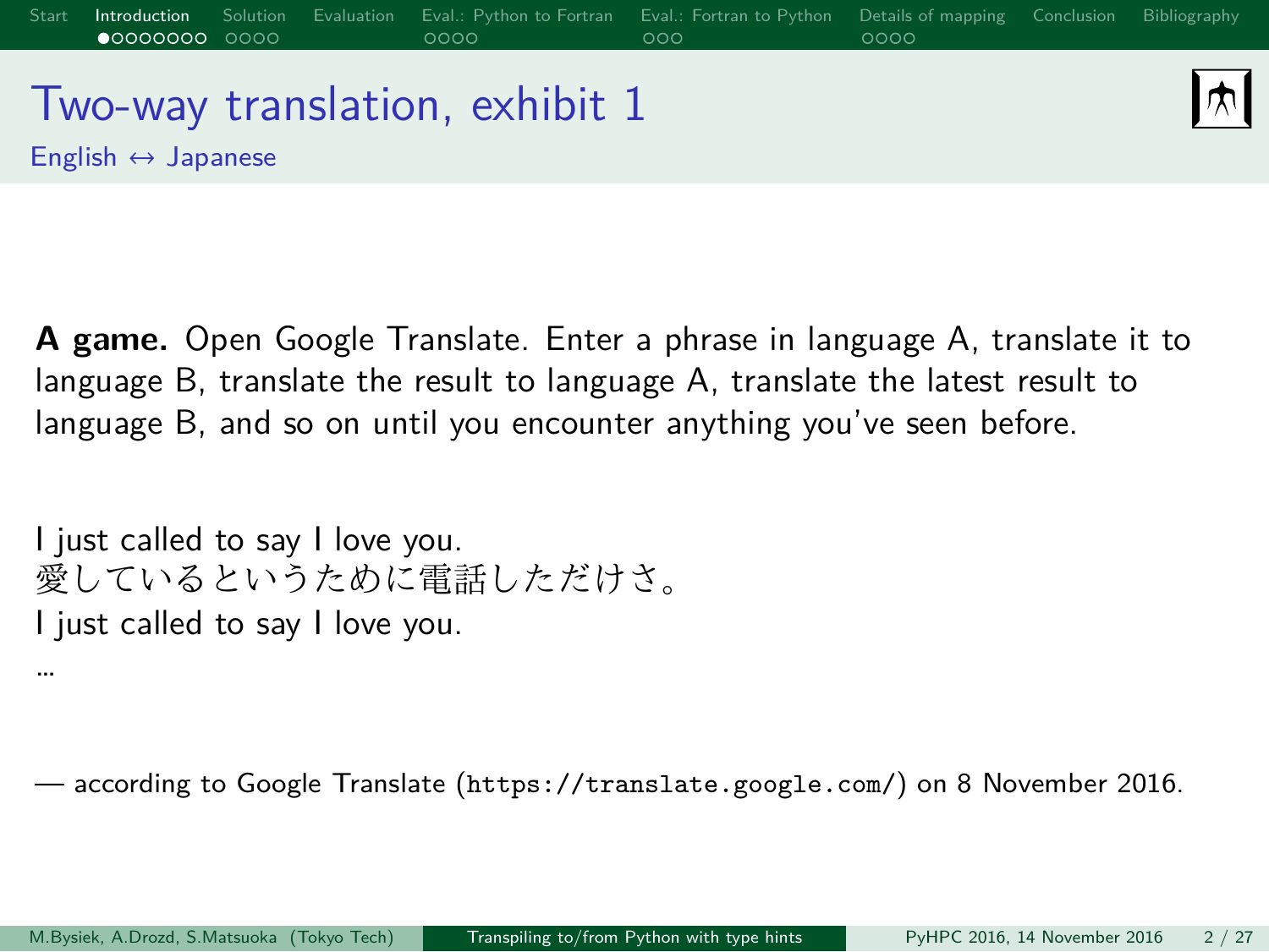# Two-way translation, exhibit 1

English ↔ Japanese

**A game.** Open Google Translate. Enter a phrase in language A, translate it to language B, translate the result to language A, translate the latest result to language B, and so on until you encounter anything you've seen before.

I just called to say I love you.
愛しているというために電話しただけさ。
I just called to say I love you.
...

— according to Google Translate (`https://translate.google.com/`) on 8 November 2016.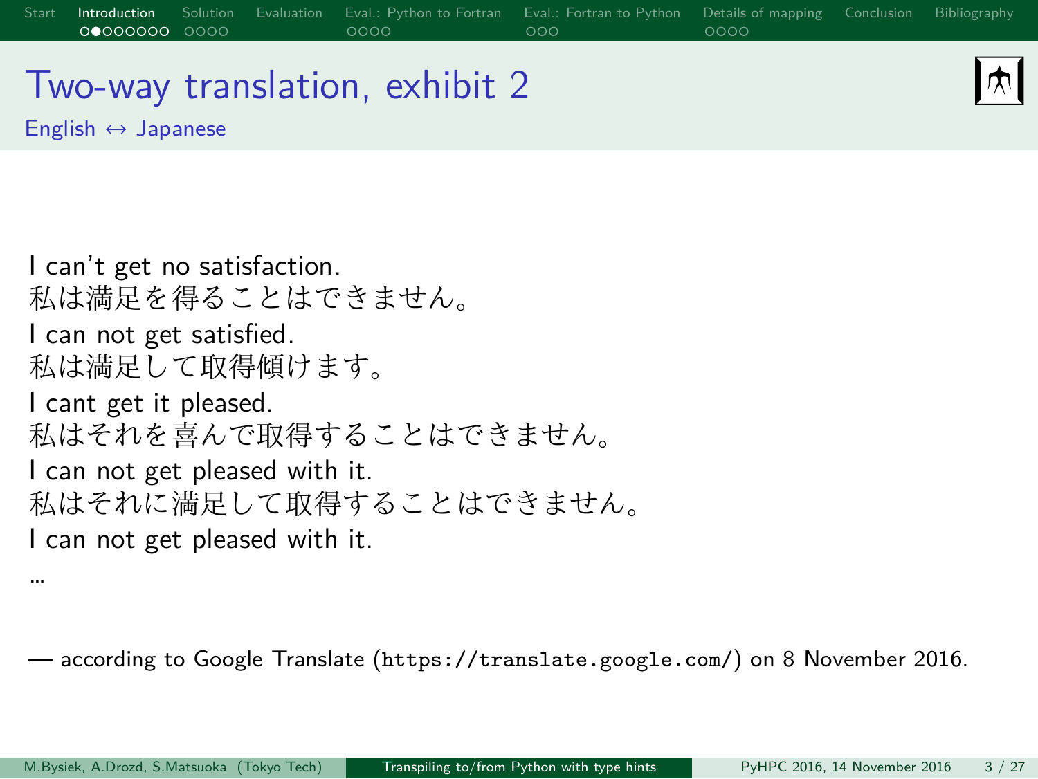# Two-way translation, exhibit 2

## English ↔ Japanese

I can't get no satisfaction.
私は満足を得ることはできません。
I can not get satisfied.
私は満足して取得傾けます。
I cant get it pleased.
私はそれを喜んで取得することはできません。
I can not get pleased with it.
私はそれに満足して取得することはできません。
I can not get pleased with it.
...

— according to Google Translate (`https://translate.google.com/`) on 8 November 2016.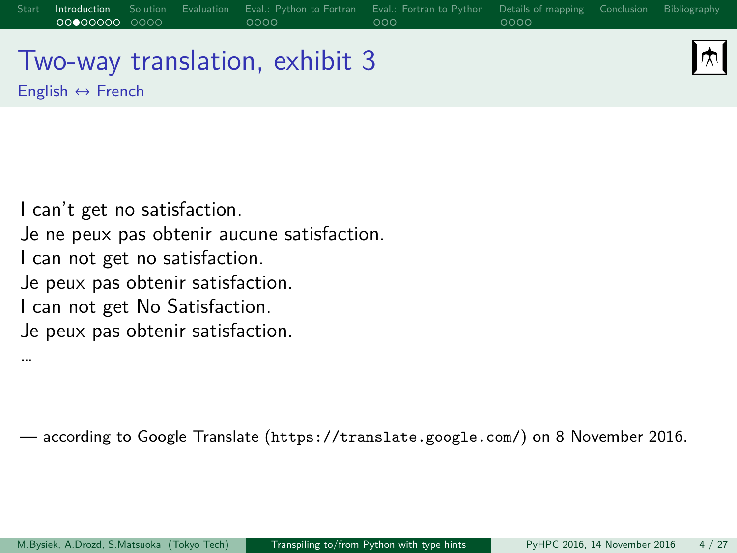# Two-way translation, exhibit 3

English ↔ French

I can't get no satisfaction.
Je ne peux pas obtenir aucune satisfaction.
I can not get no satisfaction.
Je peux pas obtenir satisfaction.
I can not get No Satisfaction.
Je peux pas obtenir satisfaction.
...

— according to Google Translate (`https://translate.google.com/`) on 8 November 2016.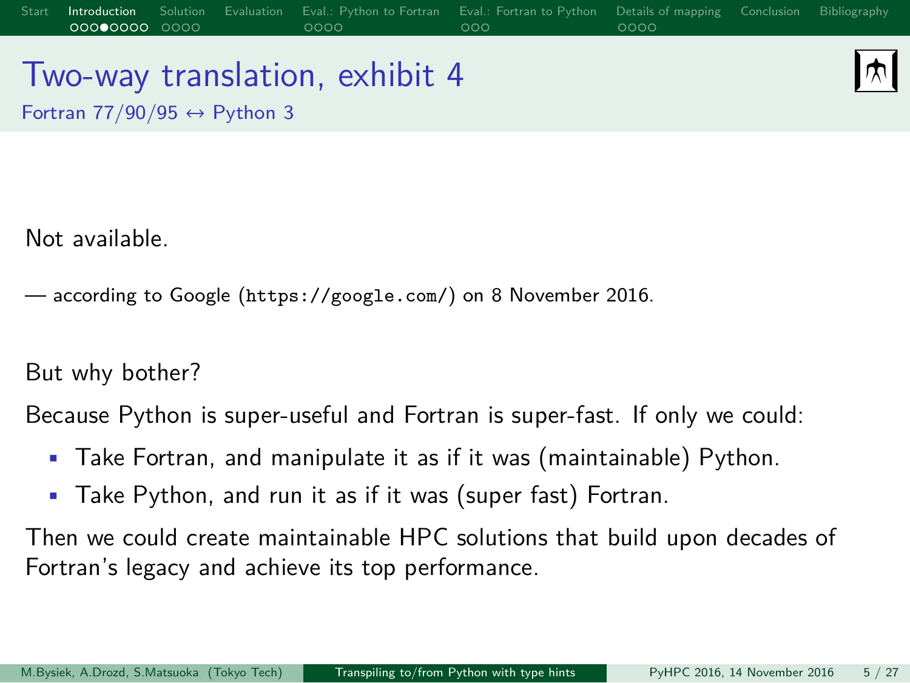# Two-way translation, exhibit 4

Fortran 77/90/95 ↔ Python 3

Not available.

— according to Google (`https://google.com/`) on 8 November 2016.

But why bother?

Because Python is super-useful and Fortran is super-fast. If only we could:

- Take Fortran, and manipulate it as if it was (maintainable) Python.
- Take Python, and run it as if it was (super fast) Fortran.

Then we could create maintainable HPC solutions that build upon decades of Fortran's legacy and achieve its top performance.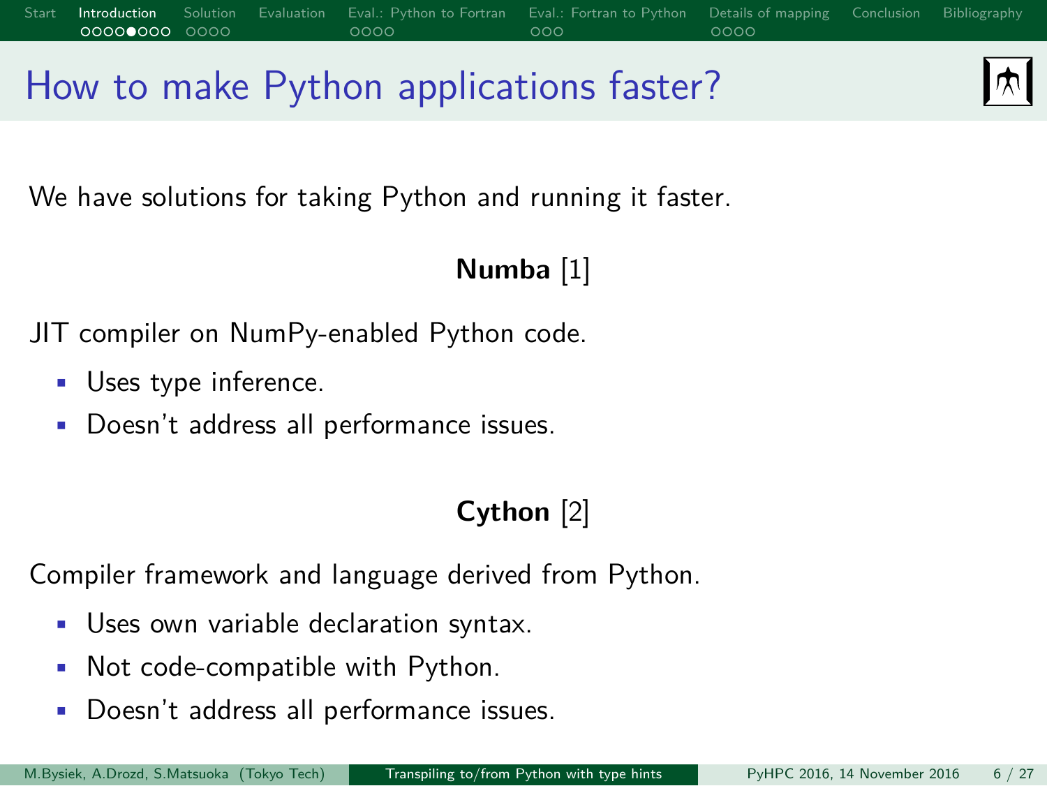# How to make Python applications faster?

We have solutions for taking Python and running it faster.

**Numba** [1]

JIT compiler on NumPy-enabled Python code.

- Uses type inference.
- Doesn't address all performance issues.

**Cython** [2]

Compiler framework and language derived from Python.

- Uses own variable declaration syntax.
- Not code-compatible with Python.
- Doesn't address all performance issues.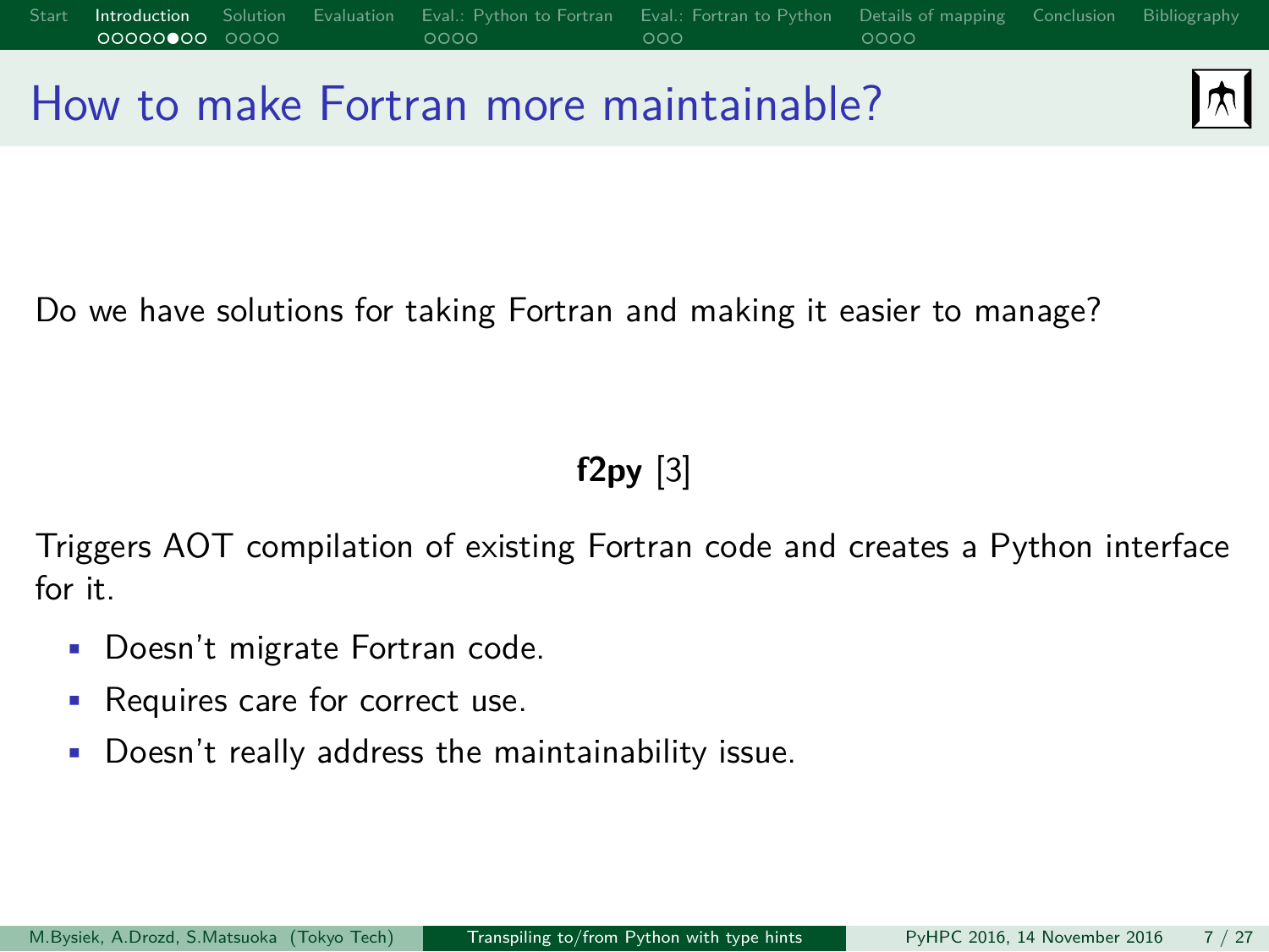# How to make Fortran more maintainable?

Do we have solutions for taking Fortran and making it easier to manage?

**f2py** [3]

Triggers AOT compilation of existing Fortran code and creates a Python interface for it.

- Doesn't migrate Fortran code.
- Requires care for correct use.
- Doesn't really address the maintainability issue.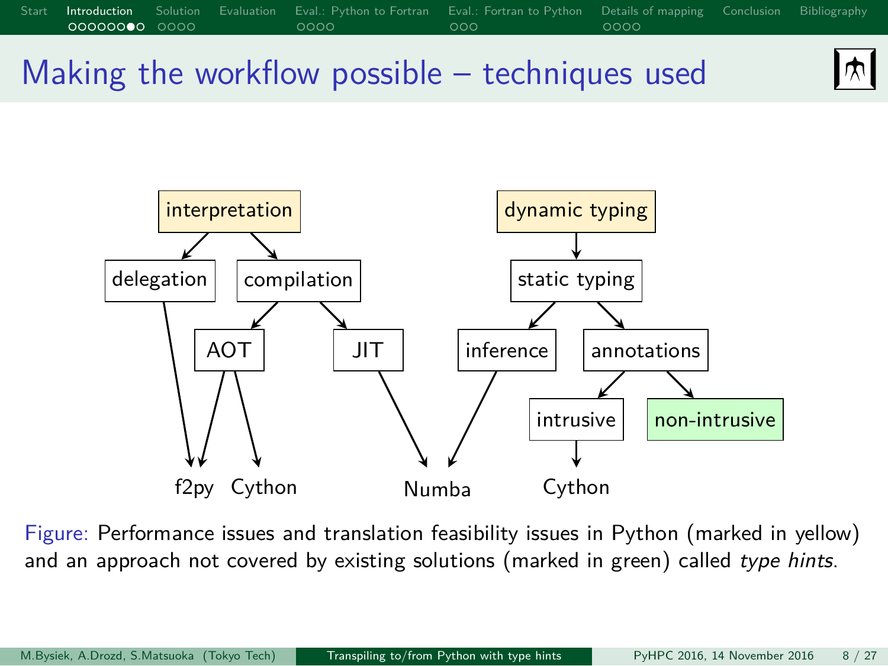# Making the workflow possible – techniques used

interpretation → delegation, compilation

delegation → f2py

compilation → AOT, JIT

AOT → f2py, Cython

JIT → Numba

dynamic typing → static typing

static typing → inference, annotations

inference → Numba

annotations → intrusive, non-intrusive

intrusive → Cython

Figure: Performance issues and translation feasibility issues in Python (marked in yellow) and an approach not covered by existing solutions (marked in green) called *type hints*.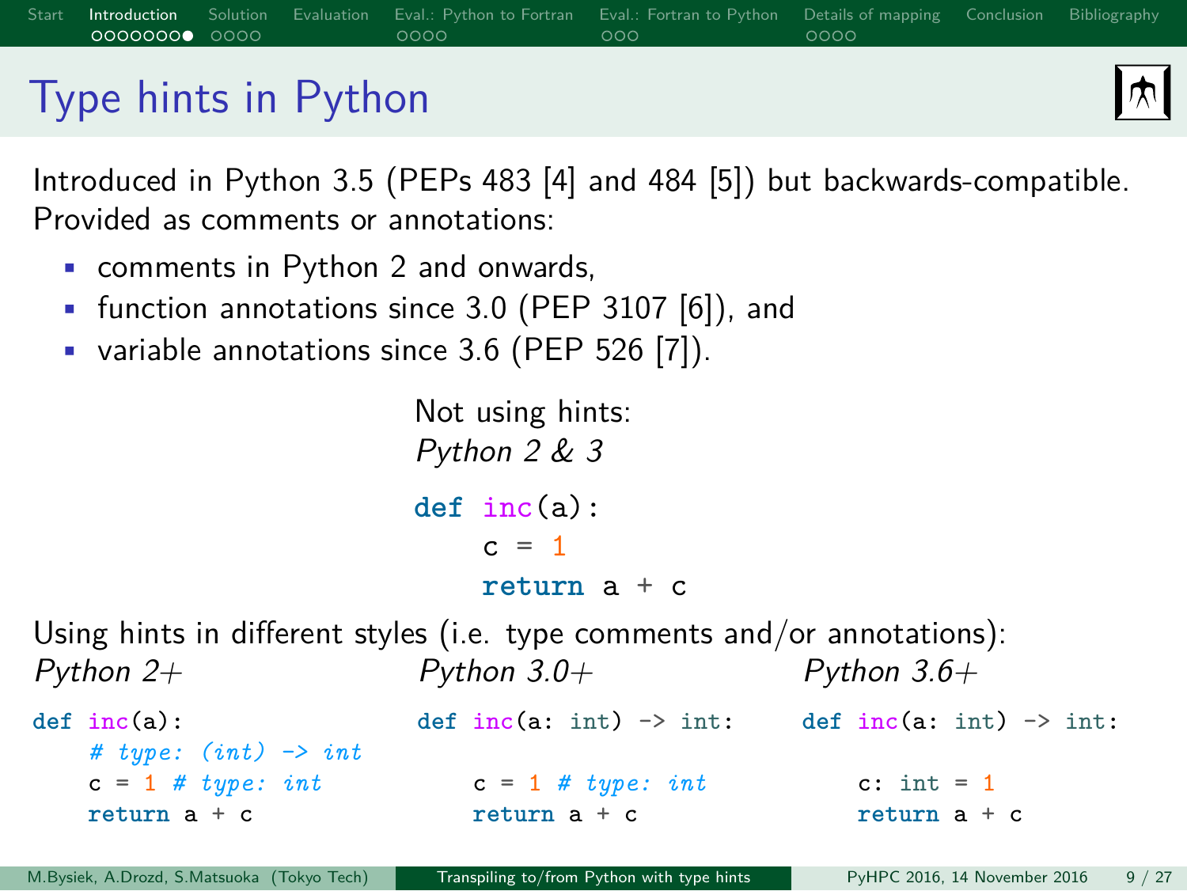# Type hints in Python

Introduced in Python 3.5 (PEPs 483 [4] and 484 [5]) but backwards-compatible. Provided as comments or annotations:

- comments in Python 2 and onwards,
- function annotations since 3.0 (PEP 3107 [6]), and
- variable annotations since 3.6 (PEP 526 [7]).

Not using hints:
*Python 2 & 3*

```python
def inc(a):
    c = 1
    return a + c
```

Using hints in different styles (i.e. type comments and/or annotations):

*Python 2+*

```python
def inc(a):
    # type: (int) -> int
    c = 1 # type: int
    return a + c
```

*Python 3.0+*

```python
def inc(a: int) -> int:

    c = 1 # type: int
    return a + c
```

*Python 3.6+*

```python
def inc(a: int) -> int:

    c: int = 1
    return a + c
```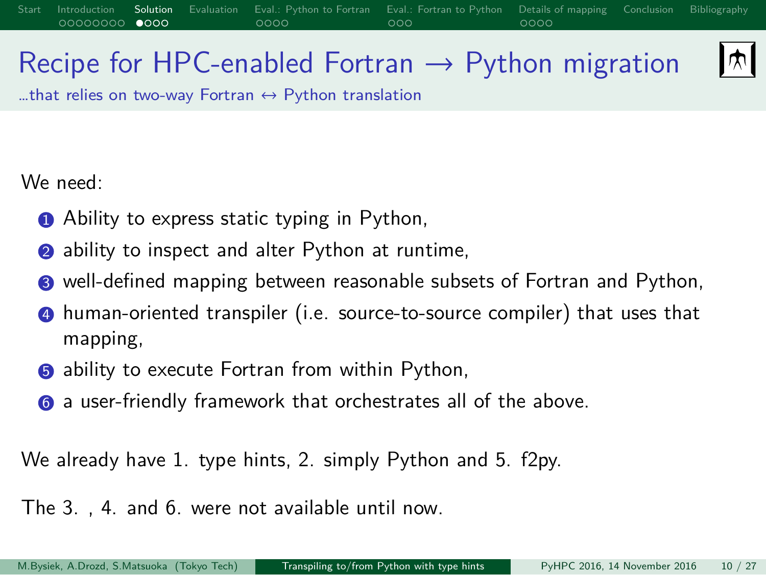# Recipe for HPC-enabled Fortran → Python migration

…that relies on two-way Fortran ↔ Python translation

We need:

1. Ability to express static typing in Python,
2. ability to inspect and alter Python at runtime,
3. well-defined mapping between reasonable subsets of Fortran and Python,
4. human-oriented transpiler (i.e. source-to-source compiler) that uses that mapping,
5. ability to execute Fortran from within Python,
6. a user-friendly framework that orchestrates all of the above.

We already have 1. type hints, 2. simply Python and 5. f2py.

The 3. , 4. and 6. were not available until now.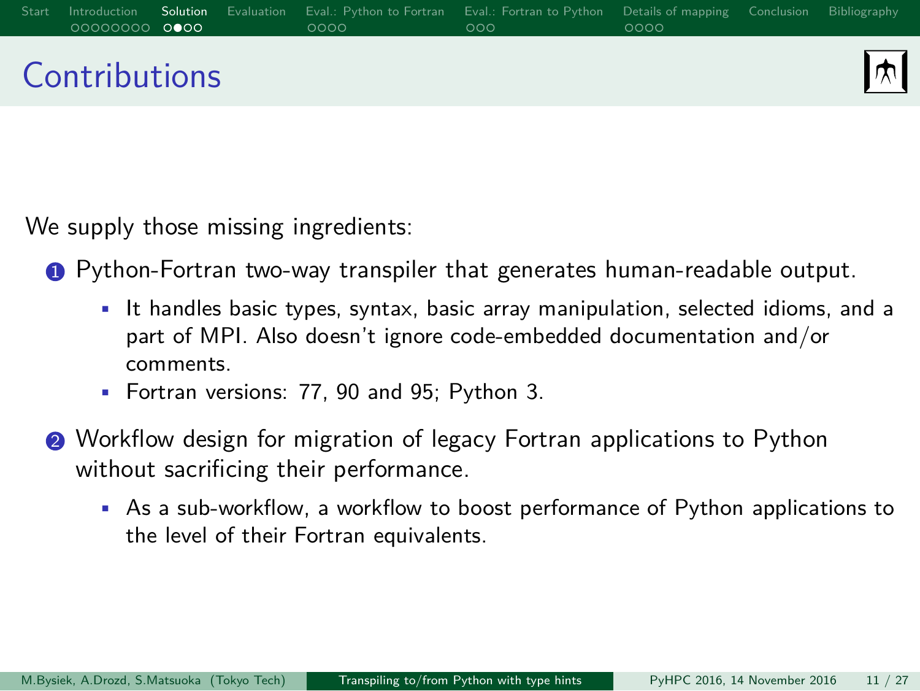# Contributions

We supply those missing ingredients:

1. Python-Fortran two-way transpiler that generates human-readable output.
   - It handles basic types, syntax, basic array manipulation, selected idioms, and a part of MPI. Also doesn't ignore code-embedded documentation and/or comments.
   - Fortran versions: 77, 90 and 95; Python 3.
2. Workflow design for migration of legacy Fortran applications to Python without sacrificing their performance.
   - As a sub-workflow, a workflow to boost performance of Python applications to the level of their Fortran equivalents.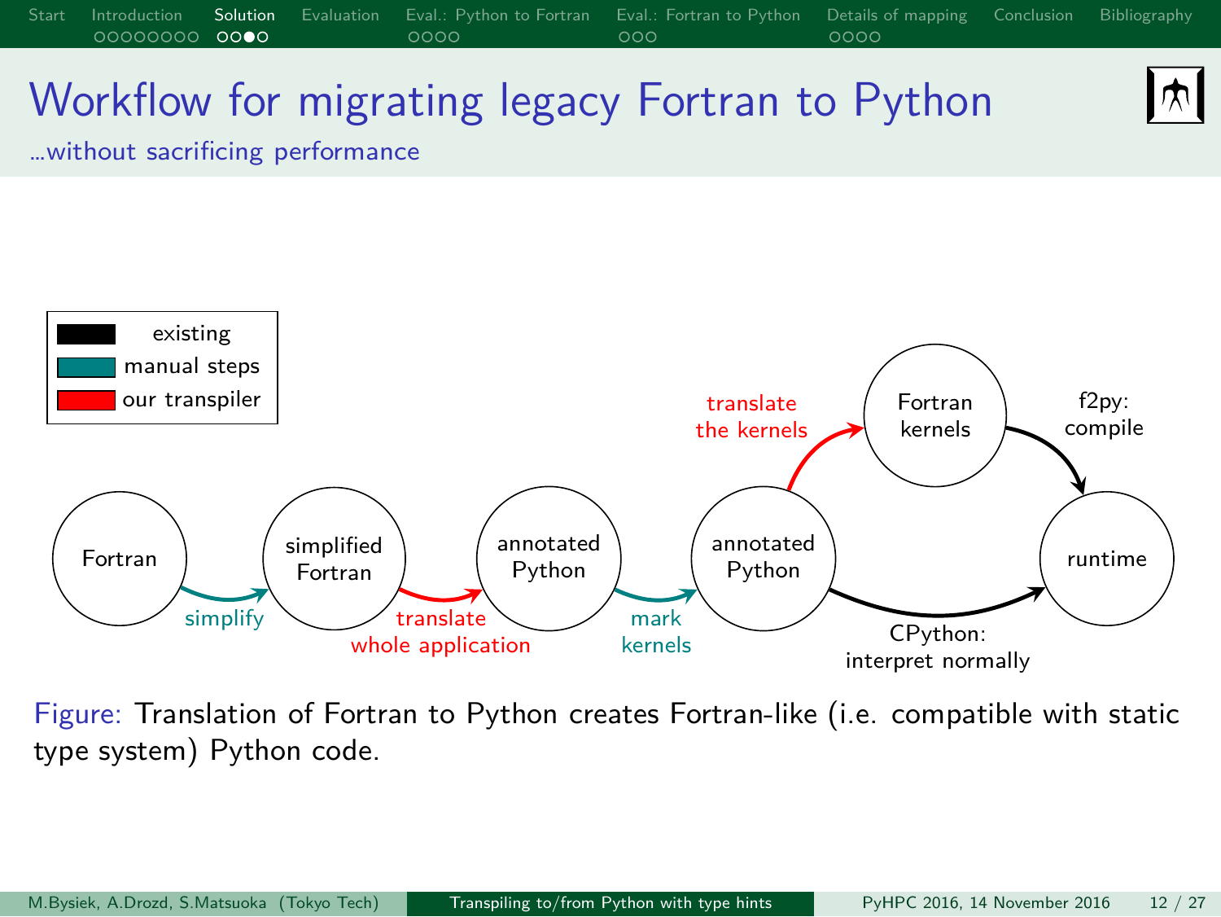# Workflow for migrating legacy Fortran to Python

...without sacrificing performance

Legend:
- existing
- manual steps
- our transpiler

Fortran → (simplify) → simplified Fortran → (translate whole application) → annotated Python → (mark kernels) → annotated Python → (translate the kernels) → Fortran kernels → (f2py: compile) → runtime

annotated Python → (CPython: interpret normally) → runtime

Figure: Translation of Fortran to Python creates Fortran-like (i.e. compatible with static type system) Python code.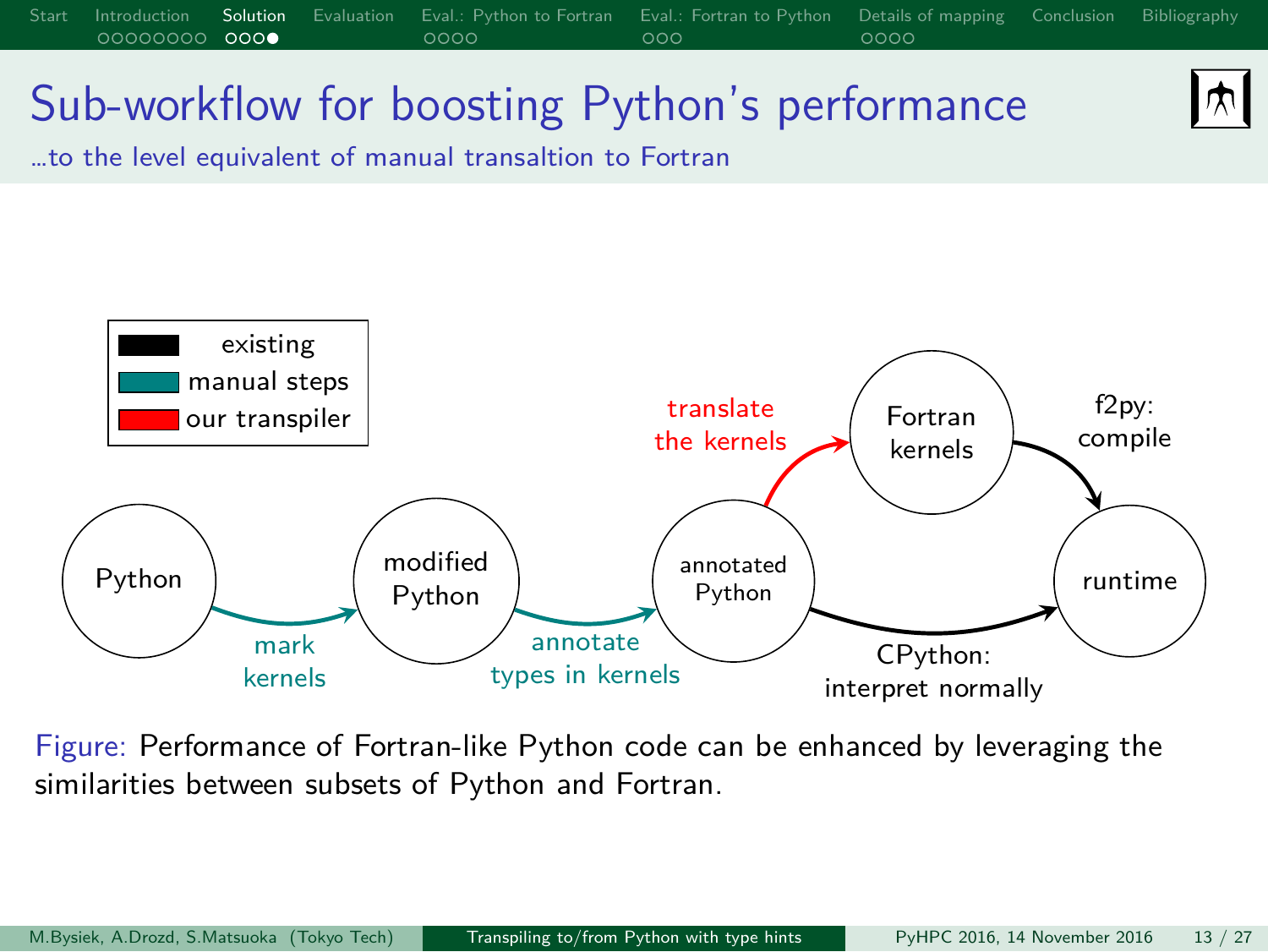# Sub-workflow for boosting Python's performance

...to the level equivalent of manual transaltion to Fortran

Figure: Performance of Fortran-like Python code can be enhanced by leveraging the similarities between subsets of Python and Fortran.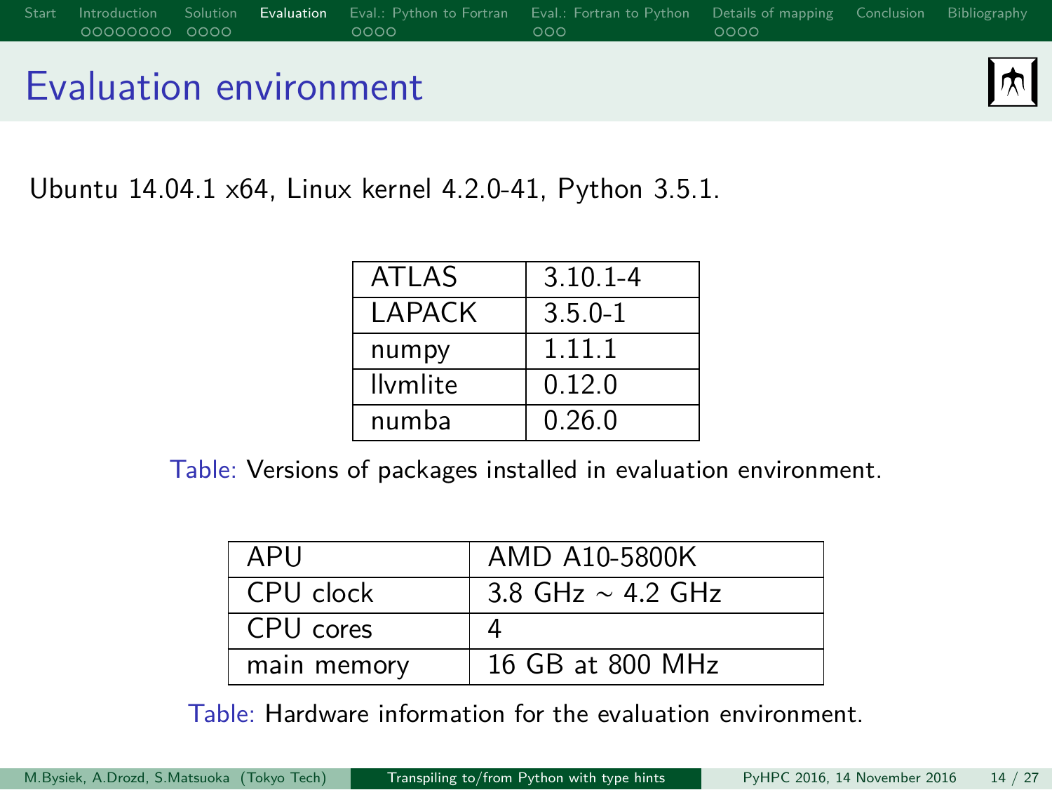# Evaluation environment

Ubuntu 14.04.1 x64, Linux kernel 4.2.0-41, Python 3.5.1.

| | |
|---|---|
| ATLAS | 3.10.1-4 |
| LAPACK | 3.5.0-1 |
| numpy | 1.11.1 |
| llvmlite | 0.12.0 |
| numba | 0.26.0 |

Table: Versions of packages installed in evaluation environment.

| | |
|---|---|
| APU | AMD A10-5800K |
| CPU clock | 3.8 GHz $\sim$ 4.2 GHz |
| CPU cores | 4 |
| main memory | 16 GB at 800 MHz |

Table: Hardware information for the evaluation environment.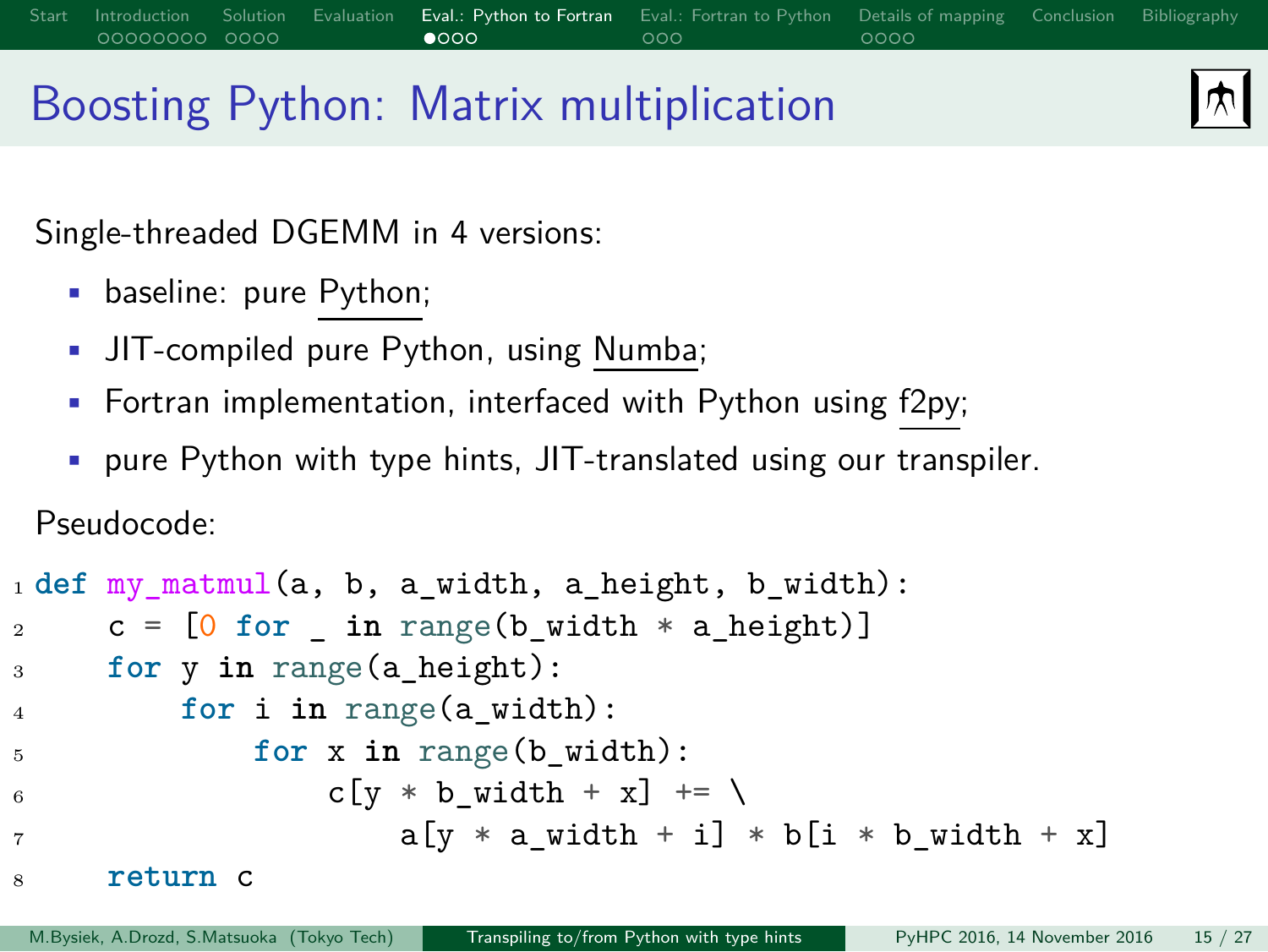# Boosting Python: Matrix multiplication

Single-threaded DGEMM in 4 versions:

- baseline: pure Python;
- JIT-compiled pure Python, using Numba;
- Fortran implementation, interfaced with Python using f2py;
- pure Python with type hints, JIT-translated using our transpiler.

Pseudocode:

```python
def my_matmul(a, b, a_width, a_height, b_width):
    c = [0 for _ in range(b_width * a_height)]
    for y in range(a_height):
        for i in range(a_width):
            for x in range(b_width):
                c[y * b_width + x] += \
                    a[y * a_width + i] * b[i * b_width + x]
    return c
```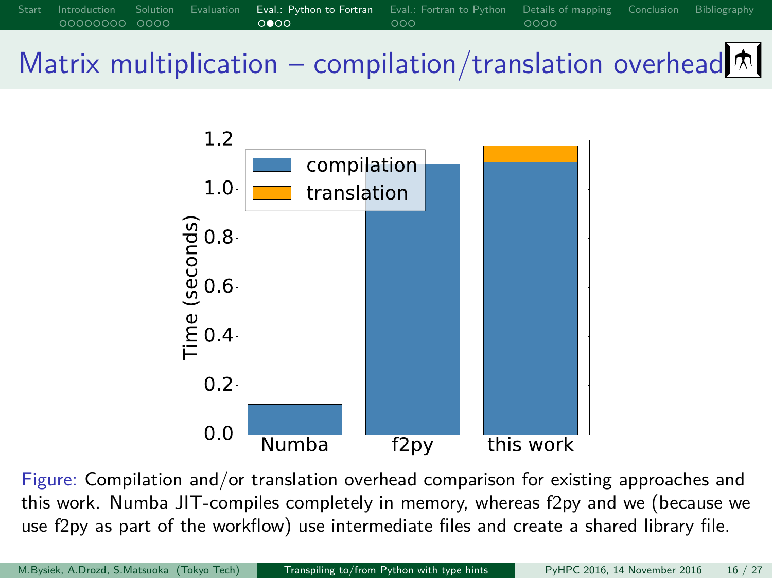# Matrix multiplication – compilation/translation overhead

Figure: Compilation and/or translation overhead comparison for existing approaches and this work. Numba JIT-compiles completely in memory, whereas f2py and we (because we use f2py as part of the workflow) use intermediate files and create a shared library file.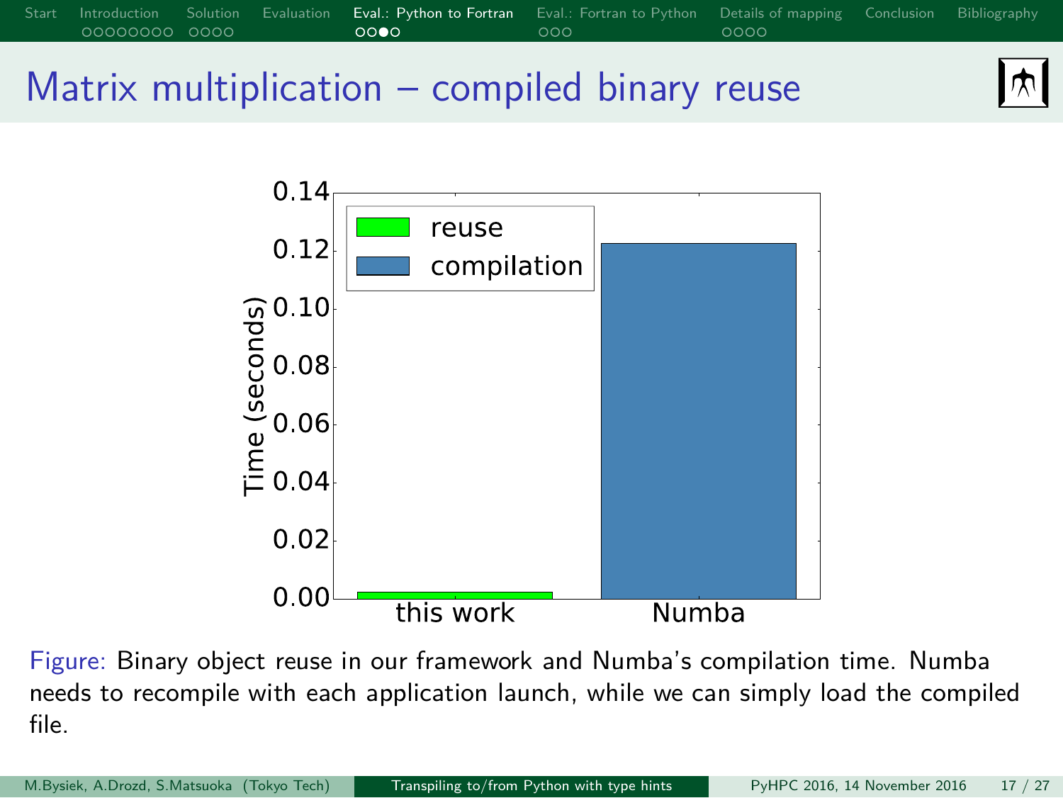# Matrix multiplication – compiled binary reuse

Figure: Binary object reuse in our framework and Numba's compilation time. Numba needs to recompile with each application launch, while we can simply load the compiled file.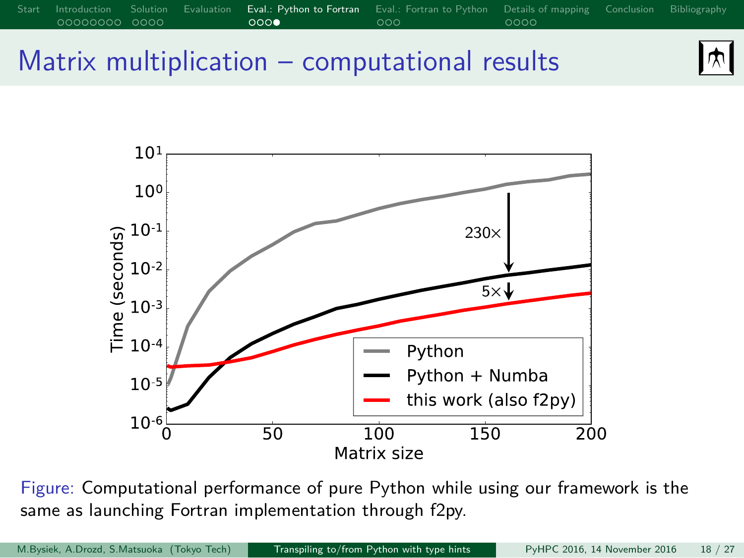# Matrix multiplication – computational results

Figure: Computational performance of pure Python while using our framework is the same as launching Fortran implementation through f2py.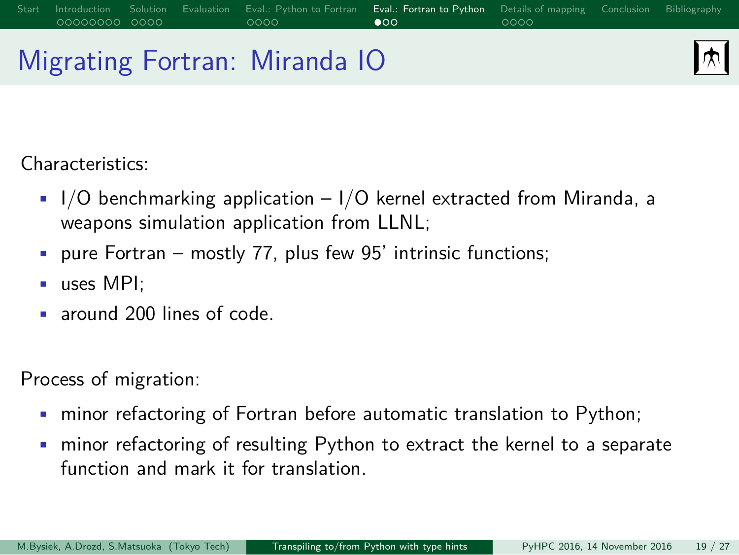# Migrating Fortran: Miranda IO

Characteristics:

- I/O benchmarking application – I/O kernel extracted from Miranda, a weapons simulation application from LLNL;
- pure Fortran – mostly 77, plus few 95' intrinsic functions;
- uses MPI;
- around 200 lines of code.

Process of migration:

- minor refactoring of Fortran before automatic translation to Python;
- minor refactoring of resulting Python to extract the kernel to a separate function and mark it for translation.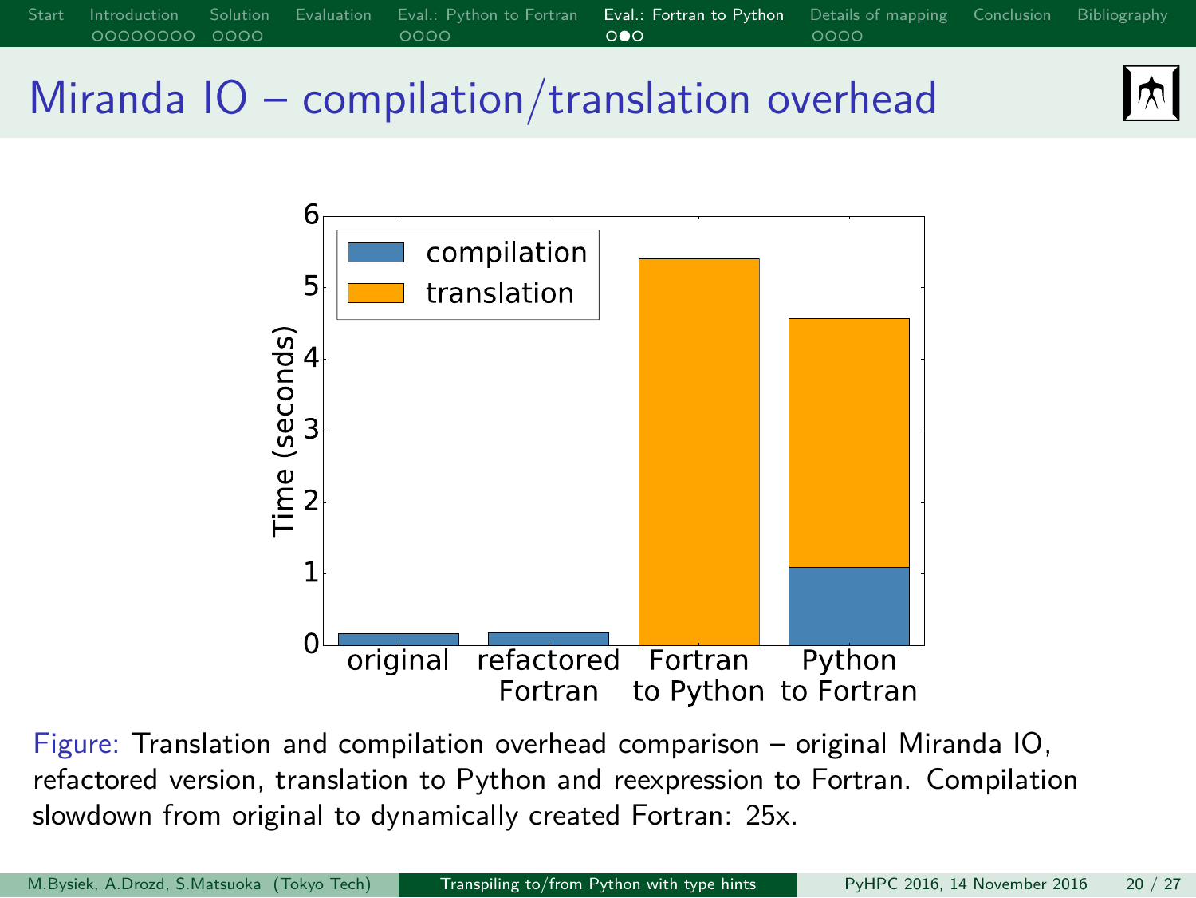# Miranda IO – compilation/translation overhead

Figure: Translation and compilation overhead comparison – original Miranda IO, refactored version, translation to Python and reexpression to Fortran. Compilation slowdown from original to dynamically created Fortran: 25x.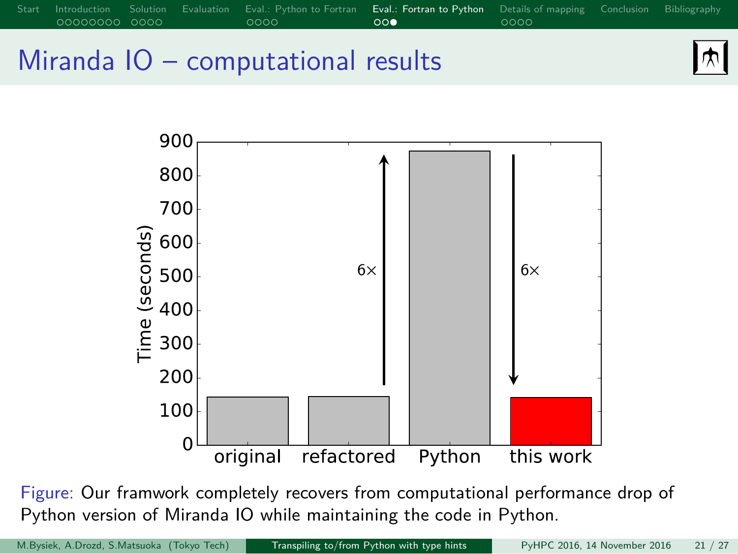## Miranda IO – computational results

Figure: Our framwork completely recovers from computational performance drop of Python version of Miranda IO while maintaining the code in Python.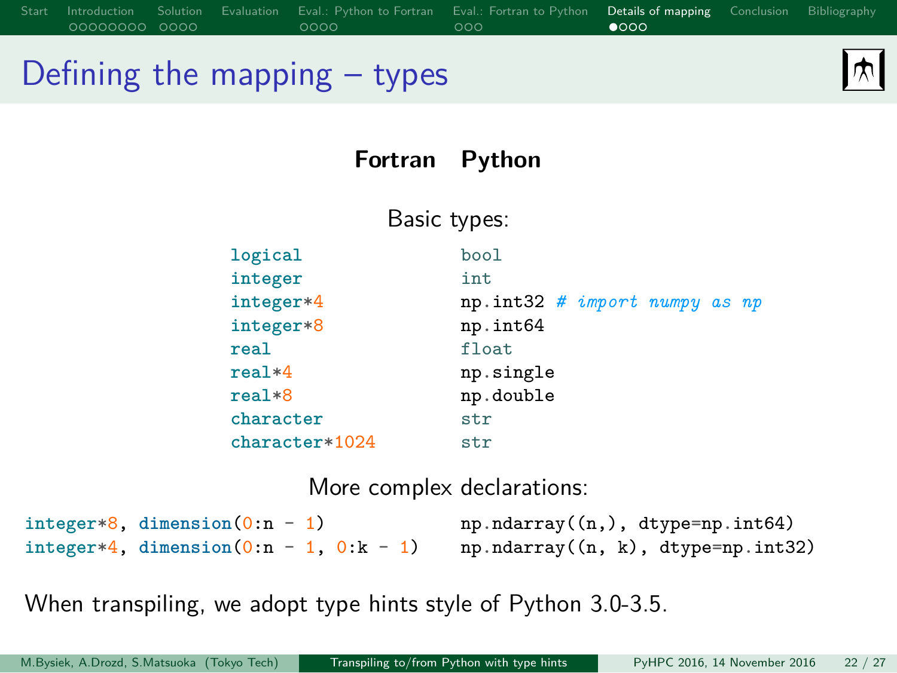# Defining the mapping – types

**Fortran** **Python**

Basic types:

| Fortran | Python |
| --- | --- |
| `logical` | `bool` |
| `integer` | `int` |
| `integer*4` | `np.int32 # import numpy as np` |
| `integer*8` | `np.int64` |
| `real` | `float` |
| `real*4` | `np.single` |
| `real*8` | `np.double` |
| `character` | `str` |
| `character*1024` | `str` |

More complex declarations:

| Fortran | Python |
| --- | --- |
| `integer*8, dimension(0:n - 1)` | `np.ndarray((n,), dtype=np.int64)` |
| `integer*4, dimension(0:n - 1, 0:k - 1)` | `np.ndarray((n, k), dtype=np.int32)` |

When transpiling, we adopt type hints style of Python 3.0-3.5.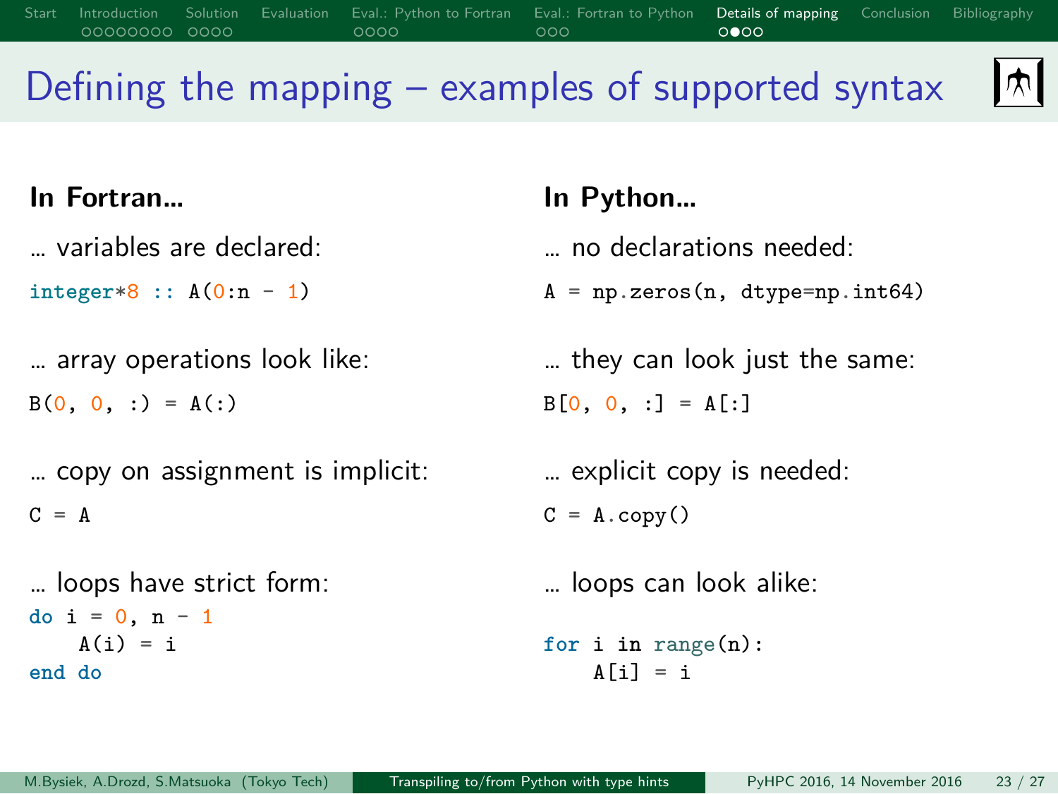# Defining the mapping – examples of supported syntax

**In Fortran...**

... variables are declared:

```fortran
integer*8 :: A(0:n - 1)
```

... array operations look like:

```fortran
B(0, 0, :) = A(:)
```

... copy on assignment is implicit:

```fortran
C = A
```

... loops have strict form:

```fortran
do i = 0, n - 1
    A(i) = i
end do
```

**In Python...**

... no declarations needed:

```python
A = np.zeros(n, dtype=np.int64)
```

... they can look just the same:

```python
B[0, 0, :] = A[:]
```

... explicit copy is needed:

```python
C = A.copy()
```

... loops can look alike:

```python
for i in range(n):
    A[i] = i
```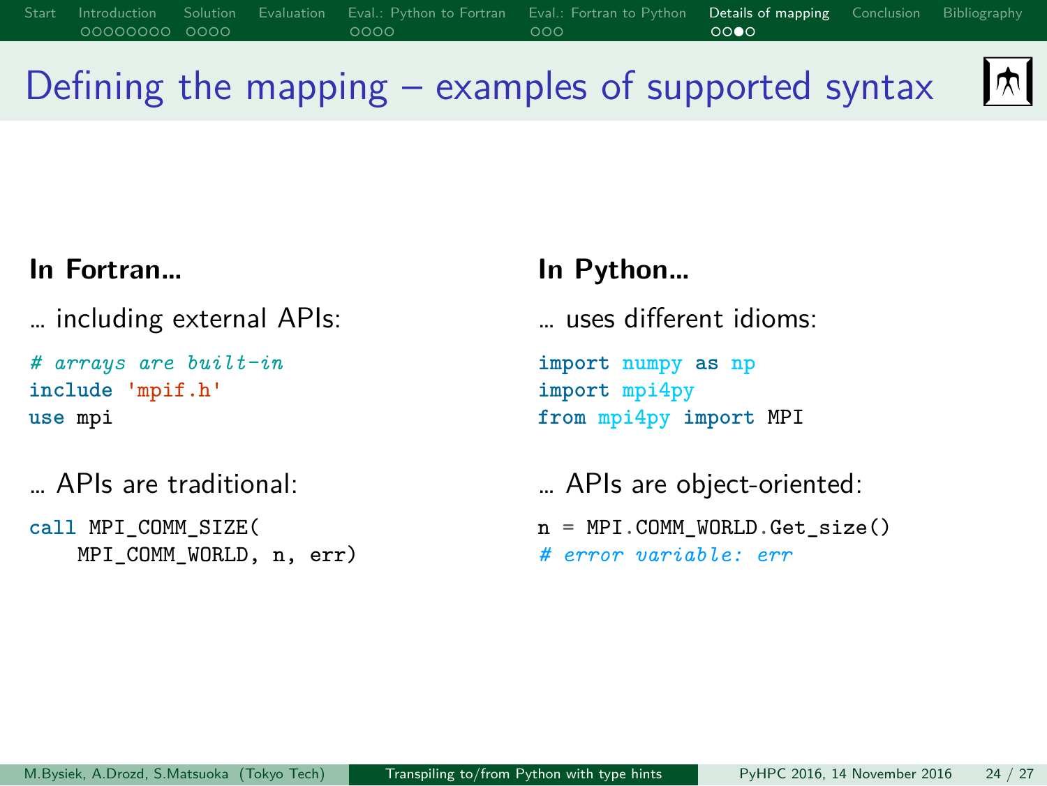# Defining the mapping – examples of supported syntax

**In Fortran...**

... including external APIs:

```fortran
# arrays are built-in
include 'mpif.h'
use mpi
```

... APIs are traditional:

```fortran
call MPI_COMM_SIZE(
    MPI_COMM_WORLD, n, err)
```

**In Python...**

... uses different idioms:

```python
import numpy as np
import mpi4py
from mpi4py import MPI
```

... APIs are object-oriented:

```python
n = MPI.COMM_WORLD.Get_size()
# error variable: err
```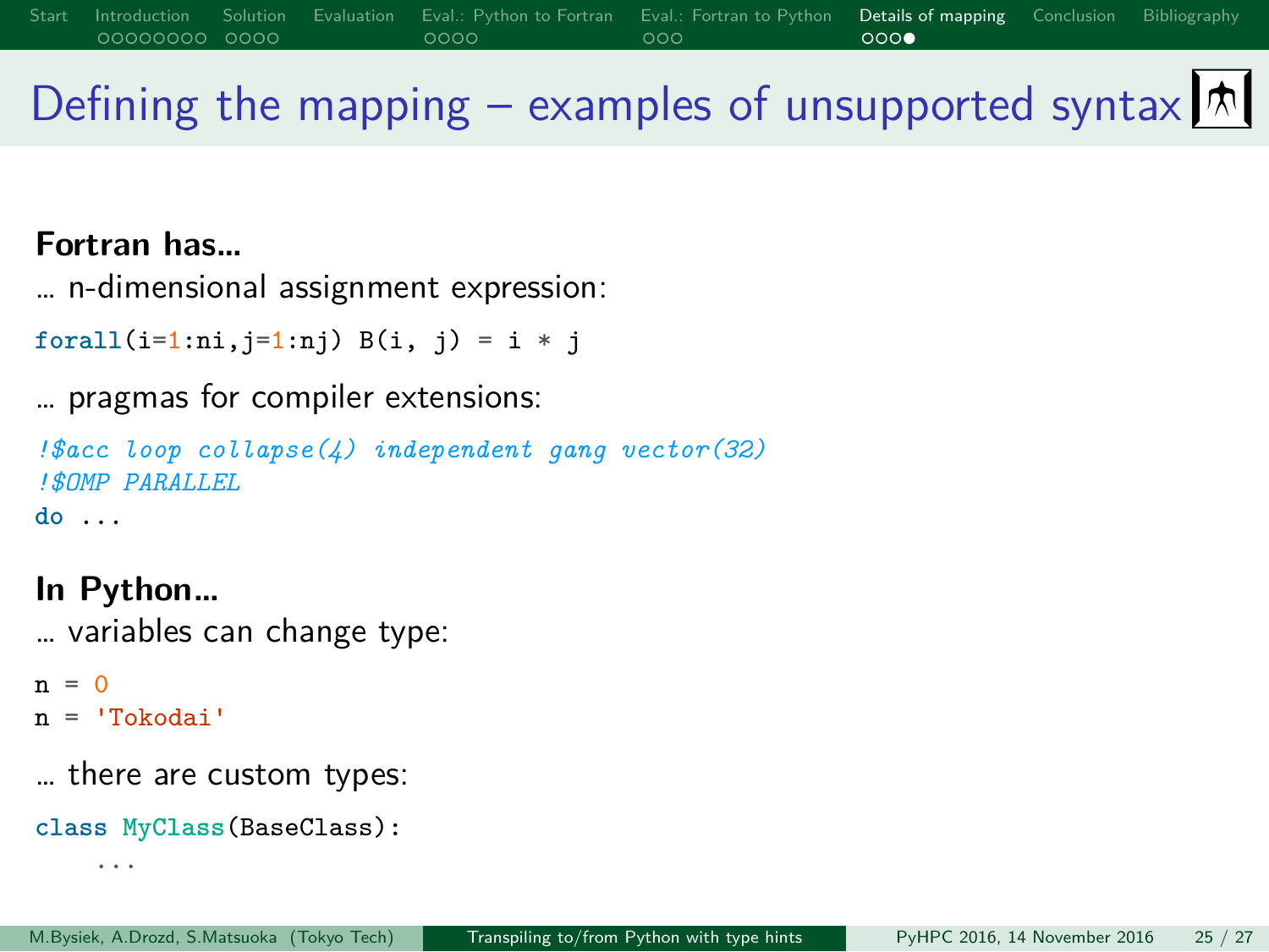# Defining the mapping – examples of unsupported syntax

**Fortran has...**

... n-dimensional assignment expression:

```
forall(i=1:ni,j=1:nj) B(i, j) = i * j
```

... pragmas for compiler extensions:

```
!$acc loop collapse(4) independent gang vector(32)
!$OMP PARALLEL
do ...
```

**In Python...**

... variables can change type:

```
n = 0
n = 'Tokodai'
```

... there are custom types:

```
class MyClass(BaseClass):
    ...
```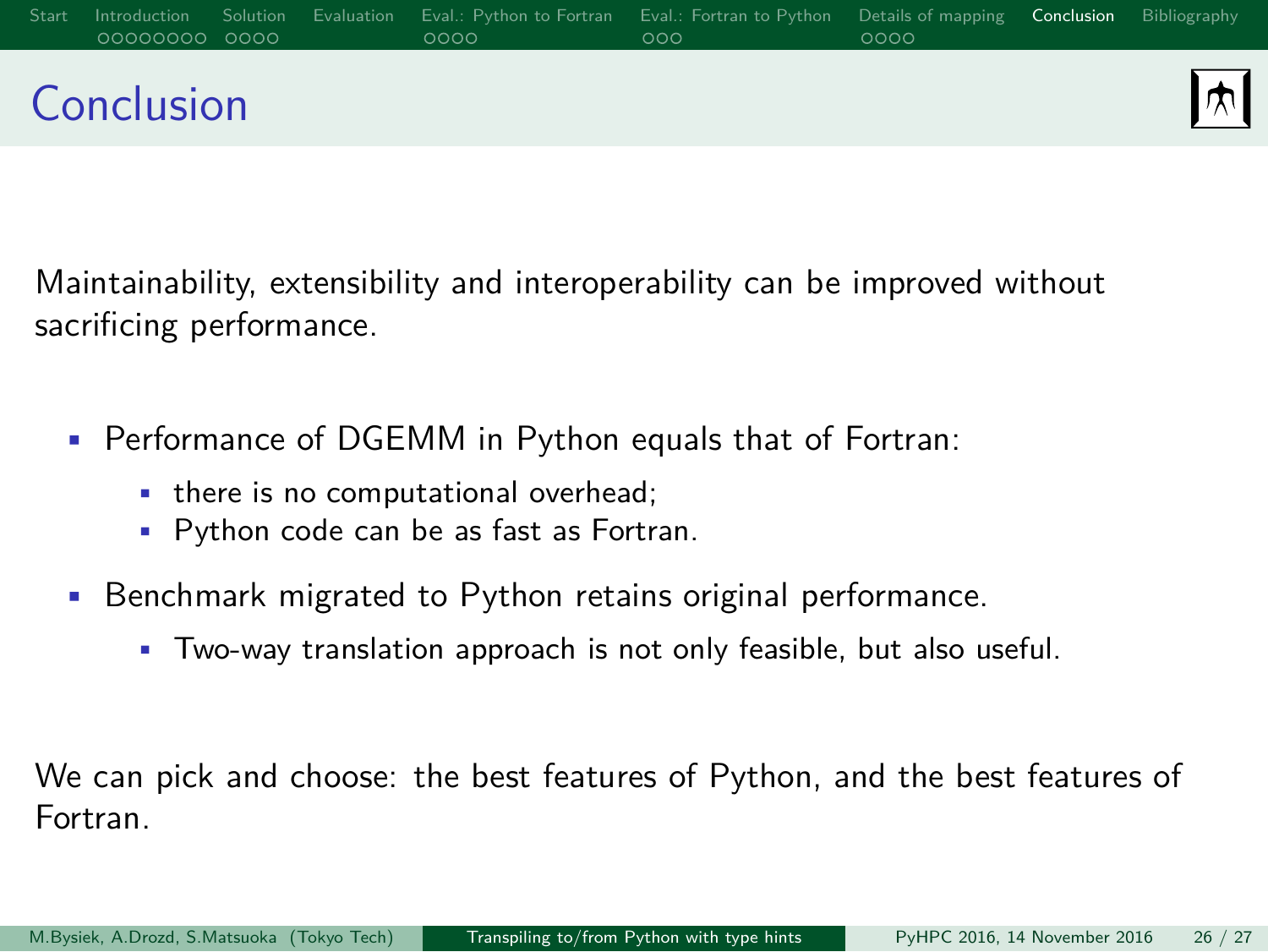# Conclusion

Maintainability, extensibility and interoperability can be improved without sacrificing performance.

- Performance of DGEMM in Python equals that of Fortran:
  - there is no computational overhead;
  - Python code can be as fast as Fortran.
- Benchmark migrated to Python retains original performance.
  - Two-way translation approach is not only feasible, but also useful.

We can pick and choose: the best features of Python, and the best features of Fortran.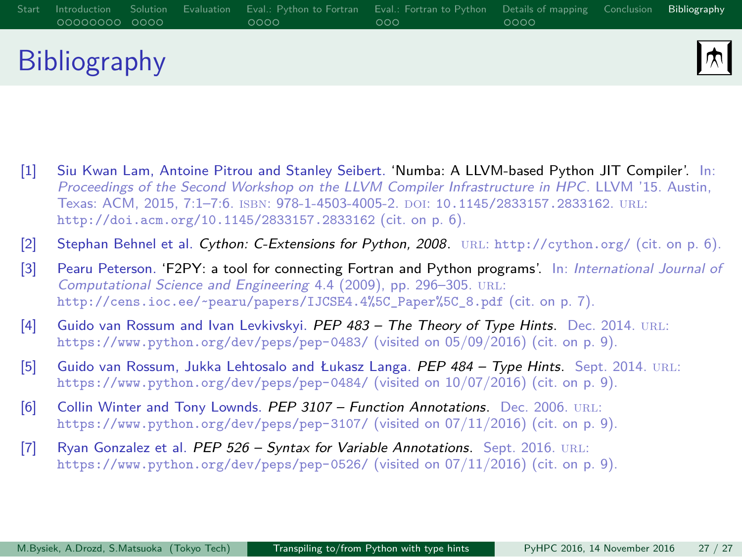# Bibliography

[1] Siu Kwan Lam, Antoine Pitrou and Stanley Seibert. 'Numba: A LLVM-based Python JIT Compiler'. In: *Proceedings of the Second Workshop on the LLVM Compiler Infrastructure in HPC*. LLVM '15. Austin, Texas: ACM, 2015, 7:1–7:6. ISBN: 978-1-4503-4005-2. DOI: 10.1145/2833157.2833162. URL: http://doi.acm.org/10.1145/2833157.2833162 (cit. on p. 6).

[2] Stephan Behnel et al. *Cython: C-Extensions for Python, 2008*. URL: http://cython.org/ (cit. on p. 6).

[3] Pearu Peterson. 'F2PY: a tool for connecting Fortran and Python programs'. In: *International Journal of Computational Science and Engineering* 4.4 (2009), pp. 296–305. URL: http://cens.ioc.ee/~pearu/papers/IJCSE4.4%5C_Paper%5C_8.pdf (cit. on p. 7).

[4] Guido van Rossum and Ivan Levkivskyi. *PEP 483 – The Theory of Type Hints*. Dec. 2014. URL: https://www.python.org/dev/peps/pep-0483/ (visited on 05/09/2016) (cit. on p. 9).

[5] Guido van Rossum, Jukka Lehtosalo and Łukasz Langa. *PEP 484 – Type Hints*. Sept. 2014. URL: https://www.python.org/dev/peps/pep-0484/ (visited on 10/07/2016) (cit. on p. 9).

[6] Collin Winter and Tony Lownds. *PEP 3107 – Function Annotations*. Dec. 2006. URL: https://www.python.org/dev/peps/pep-3107/ (visited on 07/11/2016) (cit. on p. 9).

[7] Ryan Gonzalez et al. *PEP 526 – Syntax for Variable Annotations*. Sept. 2016. URL: https://www.python.org/dev/peps/pep-0526/ (visited on 07/11/2016) (cit. on p. 9).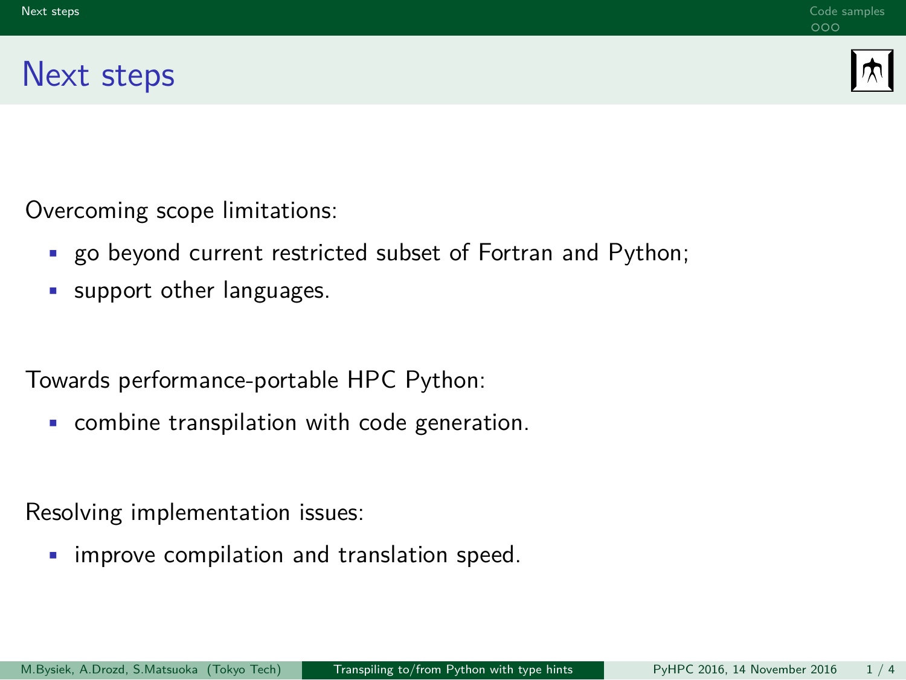# Next steps

Overcoming scope limitations:

- go beyond current restricted subset of Fortran and Python;
- support other languages.

Towards performance-portable HPC Python:

- combine transpilation with code generation.

Resolving implementation issues:

- improve compilation and translation speed.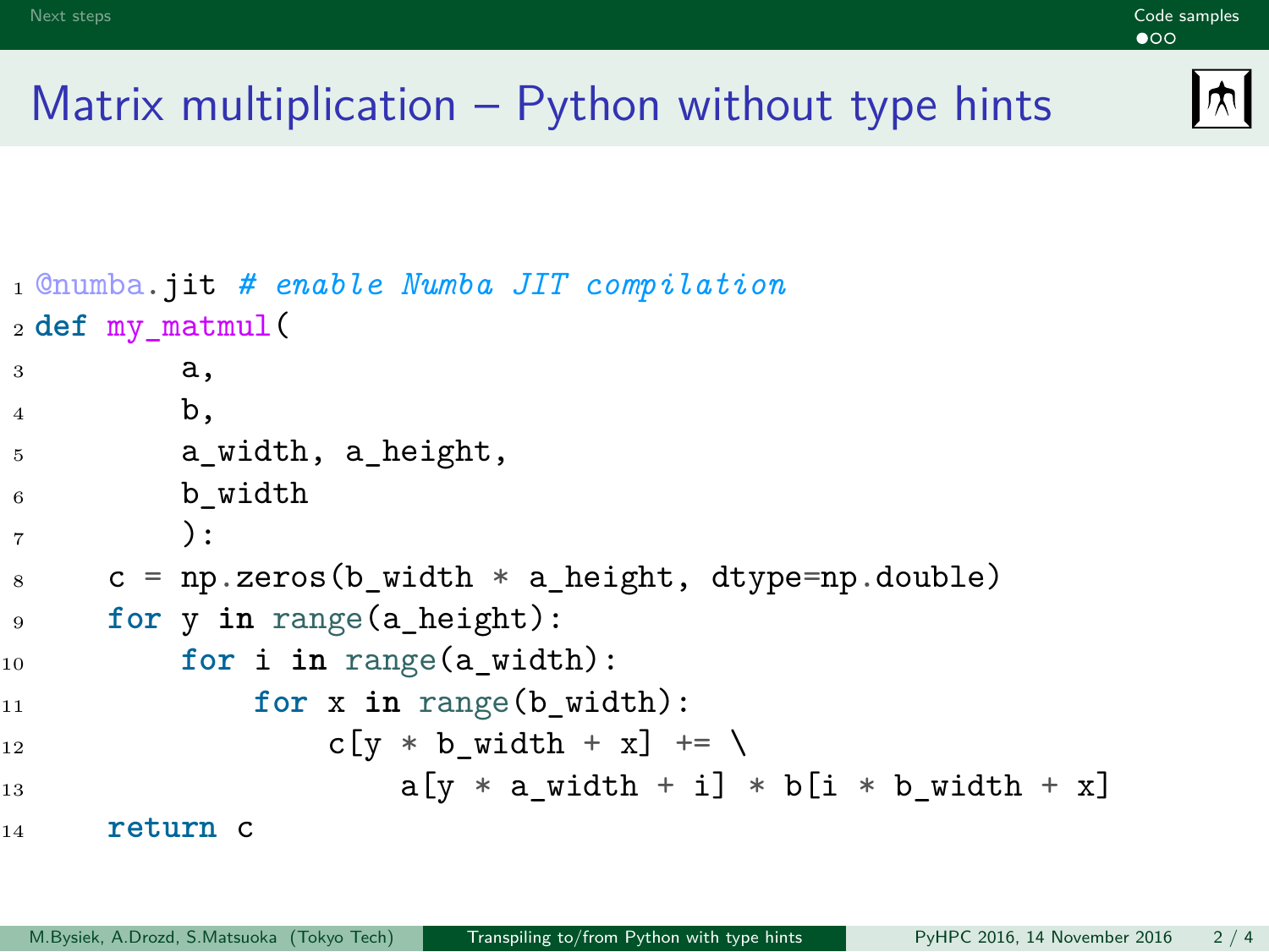# Matrix multiplication – Python without type hints

```python
@numba.jit # enable Numba JIT compilation
def my_matmul(
        a,
        b,
        a_width, a_height,
        b_width
        ):
    c = np.zeros(b_width * a_height, dtype=np.double)
    for y in range(a_height):
        for i in range(a_width):
            for x in range(b_width):
                c[y * b_width + x] += \
                    a[y * a_width + i] * b[i * b_width + x]
    return c
```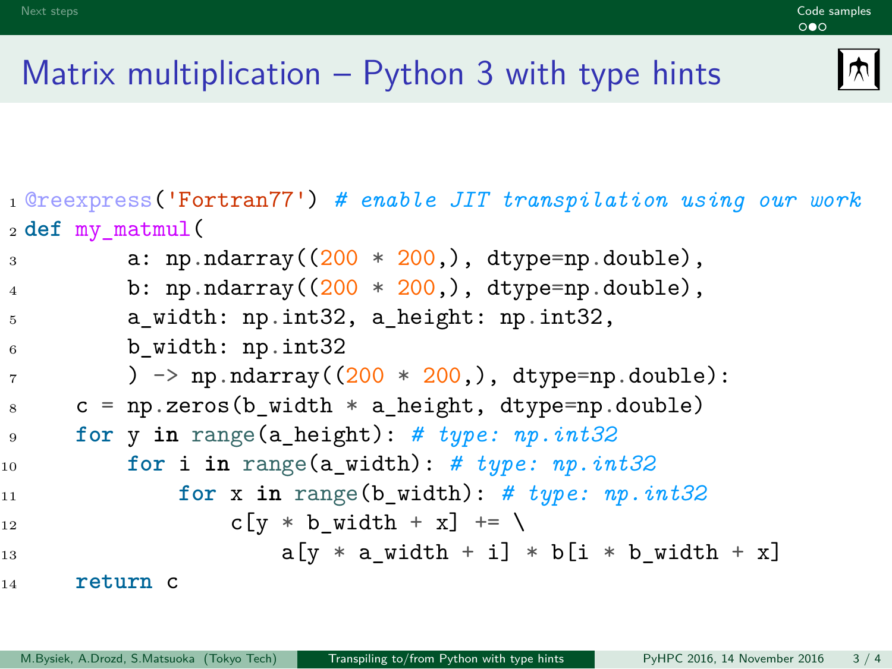# Matrix multiplication – Python 3 with type hints

```python
@reexpress('Fortran77') # enable JIT transpilation using our work
def my_matmul(
        a: np.ndarray((200 * 200,), dtype=np.double),
        b: np.ndarray((200 * 200,), dtype=np.double),
        a_width: np.int32, a_height: np.int32,
        b_width: np.int32
        ) -> np.ndarray((200 * 200,), dtype=np.double):
    c = np.zeros(b_width * a_height, dtype=np.double)
    for y in range(a_height): # type: np.int32
        for i in range(a_width): # type: np.int32
            for x in range(b_width): # type: np.int32
                c[y * b_width + x] += \
                    a[y * a_width + i] * b[i * b_width + x]
    return c
```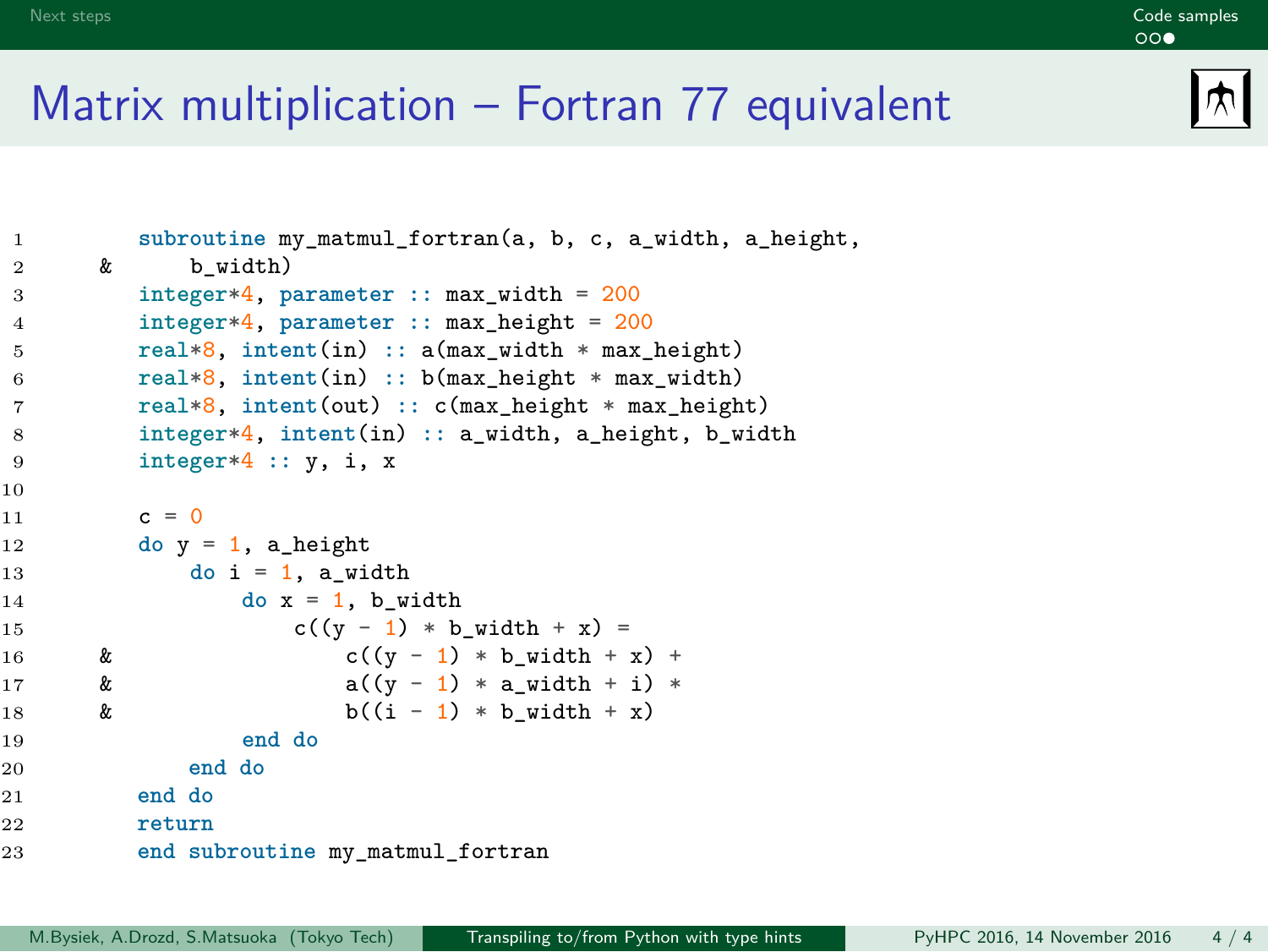# Matrix multiplication – Fortran 77 equivalent

```
      subroutine my_matmul_fortran(a, b, c, a_width, a_height,
     &    b_width)
      integer*4, parameter :: max_width = 200
      integer*4, parameter :: max_height = 200
      real*8, intent(in) :: a(max_width * max_height)
      real*8, intent(in) :: b(max_height * max_width)
      real*8, intent(out) :: c(max_height * max_height)
      integer*4, intent(in) :: a_width, a_height, b_width
      integer*4 :: y, i, x

      c = 0
      do y = 1, a_height
          do i = 1, a_width
              do x = 1, b_width
                  c((y - 1) * b_width + x) =
     &                c((y - 1) * b_width + x) +
     &                a((y - 1) * a_width + i) *
     &                b((i - 1) * b_width + x)
              end do
          end do
      end do
      return
      end subroutine my_matmul_fortran
```